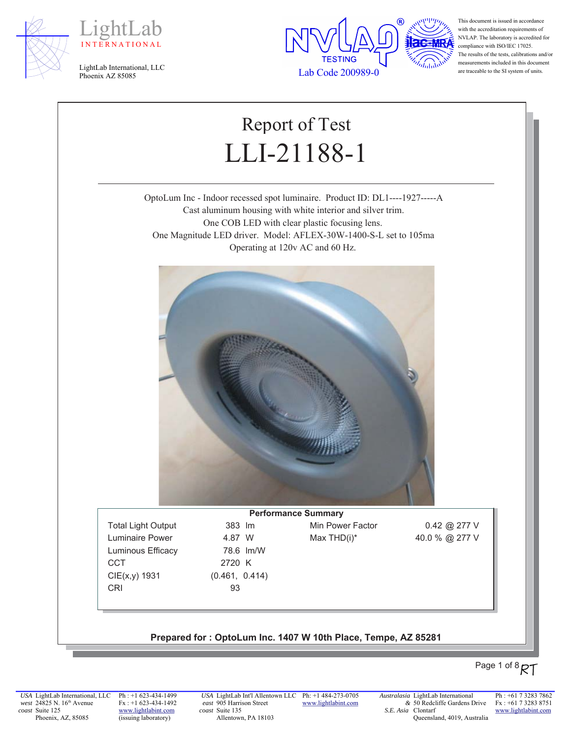LightLab INTERNATIONAL

LightLab International, LLC
Phoenix AZ 85085

NVLAP TESTING
Lab Code 200989-0

This document is issued in accordance with the accreditation requirements of NVLAP. The laboratory is accredited for compliance with ISO/IEC 17025. The results of the tests, calibrations and/or measurements included in this document are traceable to the SI system of units.

# Report of Test
# LLI-21188-1

OptoLum Inc - Indoor recessed spot luminaire. Product ID: DL1----1927-----A
Cast aluminum housing with white interior and silver trim.
One COB LED with clear plastic focusing lens.
One Magnitude LED driver. Model: AFLEX-30W-1400-S-L set to 105ma
Operating at 120v AC and 60 Hz.

**Performance Summary**

| | | | |
|---|---|---|---|
| Total Light Output | 383 lm | Min Power Factor | 0.42 @ 277 V |
| Luminaire Power | 4.87 W | Max THD(i)* | 40.0 % @ 277 V |
| Luminous Efficacy | 78.6 lm/W | | |
| CCT | 2720 K | | |
| CIE(x,y) 1931 | (0.461, 0.414) | | |
| CRI | 93 | | |

**Prepared for : OptoLum Inc. 1407 W 10th Place, Tempe, AZ 85281**

RT

*USA west coast* LightLab International, LLC, 24825 N. 16th Avenue, Suite 125, Phoenix, AZ, 85085 — Ph : +1 623-434-1499, Fx : +1 623-434-1492, www.lightlabint.com (issuing laboratory)

*USA east coast* LightLab Int'l Allentown LLC, 905 Harrison Street, Suite 135, Allentown, PA 18103 — Ph: +1 484-273-0705, www.lightlabint.com

*Australasia & S.E. Asia* LightLab International, 50 Redcliffe Gardens Drive, Clontarf, Queensland, 4019, Australia — Ph : +61 7 3283 7862, Fx : +61 7 3283 8751, www.lightlabint.com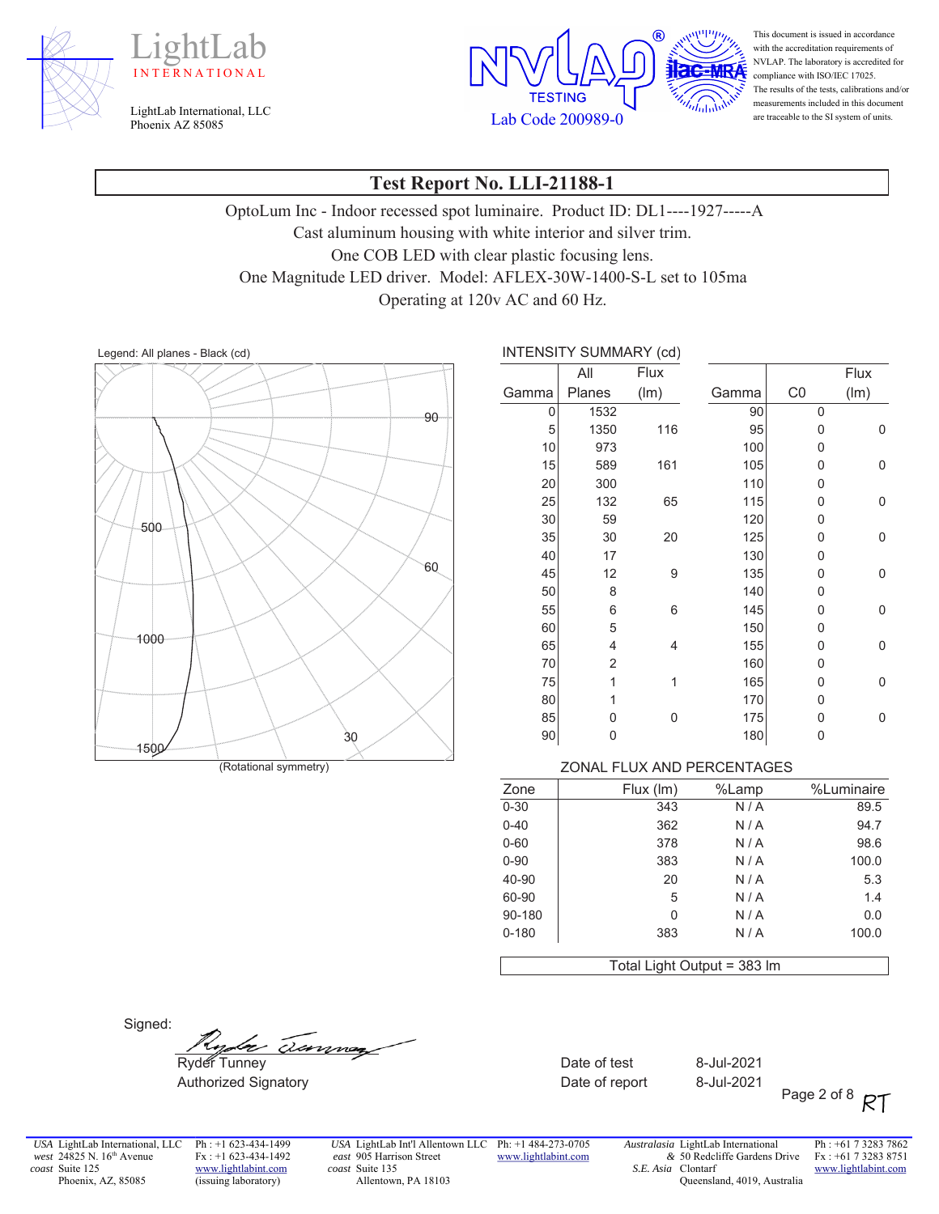LightLab INTERNATIONAL

LightLab International, LLC
Phoenix AZ 85085

NVLAP TESTING Lab Code 200989-0

This document is issued in accordance with the accreditation requirements of NVLAP. The laboratory is accredited for compliance with ISO/IEC 17025. The results of the tests, calibrations and/or measurements included in this document are traceable to the SI system of units.

# Test Report No. LLI-21188-1

OptoLum Inc - Indoor recessed spot luminaire. Product ID: DL1----1927-----A
Cast aluminum housing with white interior and silver trim.
One COB LED with clear plastic focusing lens.
One Magnitude LED driver. Model: AFLEX-30W-1400-S-L set to 105ma
Operating at 120v AC and 60 Hz.

Legend: All planes - Black (cd)

(Rotational symmetry)

INTENSITY SUMMARY (cd)

| Gamma | All Planes | Flux (lm) | Gamma | C0 | Flux (lm) |
|---|---|---|---|---|---|
| 0 | 1532 | | 90 | 0 | |
| 5 | 1350 | 116 | 95 | 0 | 0 |
| 10 | 973 | | 100 | 0 | |
| 15 | 589 | 161 | 105 | 0 | 0 |
| 20 | 300 | | 110 | 0 | |
| 25 | 132 | 65 | 115 | 0 | 0 |
| 30 | 59 | | 120 | 0 | |
| 35 | 30 | 20 | 125 | 0 | 0 |
| 40 | 17 | | 130 | 0 | |
| 45 | 12 | 9 | 135 | 0 | 0 |
| 50 | 8 | | 140 | 0 | |
| 55 | 6 | 6 | 145 | 0 | 0 |
| 60 | 5 | | 150 | 0 | |
| 65 | 4 | 4 | 155 | 0 | 0 |
| 70 | 2 | | 160 | 0 | |
| 75 | 1 | 1 | 165 | 0 | 0 |
| 80 | 1 | | 170 | 0 | |
| 85 | 0 | 0 | 175 | 0 | 0 |
| 90 | 0 | | 180 | 0 | |

ZONAL FLUX AND PERCENTAGES

| Zone | Flux (lm) | %Lamp | %Luminaire |
|---|---|---|---|
| 0-30 | 343 | N / A | 89.5 |
| 0-40 | 362 | N / A | 94.7 |
| 0-60 | 378 | N / A | 98.6 |
| 0-90 | 383 | N / A | 100.0 |
| 40-90 | 20 | N / A | 5.3 |
| 60-90 | 5 | N / A | 1.4 |
| 90-180 | 0 | N / A | 0.0 |
| 0-180 | 383 | N / A | 100.0 |

Total Light Output = 383 lm

Signed:

Ryder Tunney
Authorized Signatory

Date of test 8-Jul-2021
Date of report 8-Jul-2021

USA west coast: LightLab International, LLC, 24825 N. 16th Avenue, Suite 125, Phoenix, AZ, 85085. Ph: +1 623-434-1499, Fx: +1 623-434-1492, www.lightlabint.com (issuing laboratory)
USA east coast: LightLab Int'l Allentown LLC, 905 Harrison Street, Suite 135, Allentown, PA 18103. Ph: +1 484-273-0705, www.lightlabint.com
Australasia & S.E. Asia: LightLab International, 50 Redcliffe Gardens Drive, Clontarf, Queensland, 4019, Australia. Ph: +61 7 3283 7862, Fx: +61 7 3283 8751, www.lightlabint.com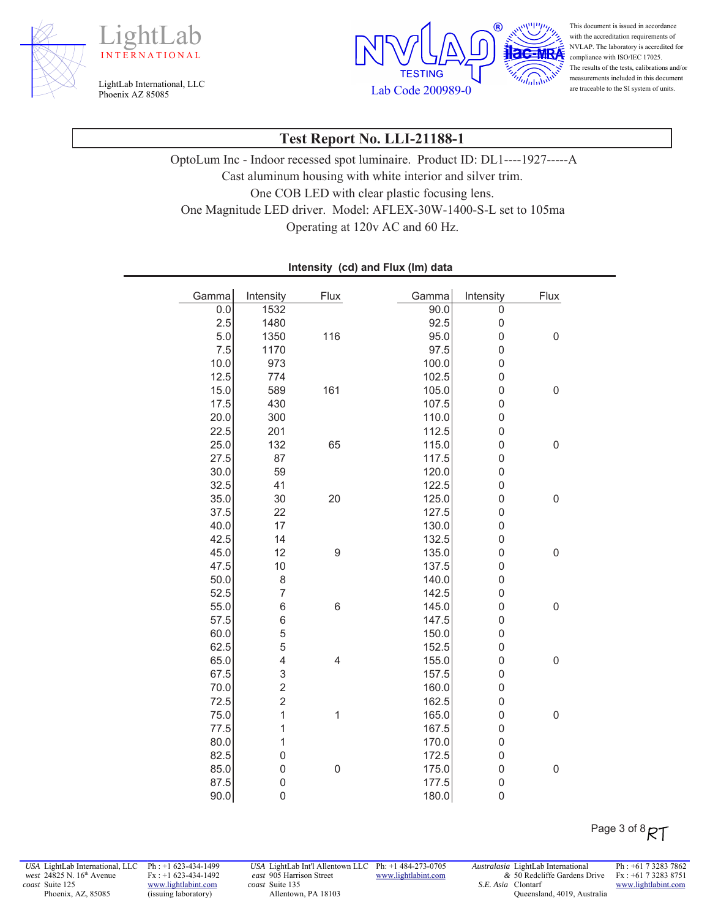LightLab INTERNATIONAL

LightLab International, LLC
Phoenix AZ 85085

NVLAP TESTING Lab Code 200989-0

This document is issued in accordance with the accreditation requirements of NVLAP. The laboratory is accredited for compliance with ISO/IEC 17025. The results of the tests, calibrations and/or measurements included in this document are traceable to the SI system of units.

# Test Report No. LLI-21188-1

OptoLum Inc - Indoor recessed spot luminaire. Product ID: DL1----1927-----A
Cast aluminum housing with white interior and silver trim.
One COB LED with clear plastic focusing lens.
One Magnitude LED driver. Model: AFLEX-30W-1400-S-L set to 105ma
Operating at 120v AC and 60 Hz.

**Intensity (cd) and Flux (lm) data**

| Gamma | Intensity | Flux | Gamma | Intensity | Flux |
|---|---|---|---|---|---|
| 0.0 | 1532 | | 90.0 | 0 | |
| 2.5 | 1480 | | 92.5 | 0 | |
| 5.0 | 1350 | 116 | 95.0 | 0 | 0 |
| 7.5 | 1170 | | 97.5 | 0 | |
| 10.0 | 973 | | 100.0 | 0 | |
| 12.5 | 774 | | 102.5 | 0 | |
| 15.0 | 589 | 161 | 105.0 | 0 | 0 |
| 17.5 | 430 | | 107.5 | 0 | |
| 20.0 | 300 | | 110.0 | 0 | |
| 22.5 | 201 | | 112.5 | 0 | |
| 25.0 | 132 | 65 | 115.0 | 0 | 0 |
| 27.5 | 87 | | 117.5 | 0 | |
| 30.0 | 59 | | 120.0 | 0 | |
| 32.5 | 41 | | 122.5 | 0 | |
| 35.0 | 30 | 20 | 125.0 | 0 | 0 |
| 37.5 | 22 | | 127.5 | 0 | |
| 40.0 | 17 | | 130.0 | 0 | |
| 42.5 | 14 | | 132.5 | 0 | |
| 45.0 | 12 | 9 | 135.0 | 0 | 0 |
| 47.5 | 10 | | 137.5 | 0 | |
| 50.0 | 8 | | 140.0 | 0 | |
| 52.5 | 7 | | 142.5 | 0 | |
| 55.0 | 6 | 6 | 145.0 | 0 | 0 |
| 57.5 | 6 | | 147.5 | 0 | |
| 60.0 | 5 | | 150.0 | 0 | |
| 62.5 | 5 | | 152.5 | 0 | |
| 65.0 | 4 | 4 | 155.0 | 0 | 0 |
| 67.5 | 3 | | 157.5 | 0 | |
| 70.0 | 2 | | 160.0 | 0 | |
| 72.5 | 2 | | 162.5 | 0 | |
| 75.0 | 1 | 1 | 165.0 | 0 | 0 |
| 77.5 | 1 | | 167.5 | 0 | |
| 80.0 | 1 | | 170.0 | 0 | |
| 82.5 | 0 | | 172.5 | 0 | |
| 85.0 | 0 | 0 | 175.0 | 0 | 0 |
| 87.5 | 0 | | 177.5 | 0 | |
| 90.0 | 0 | | 180.0 | 0 | |

RT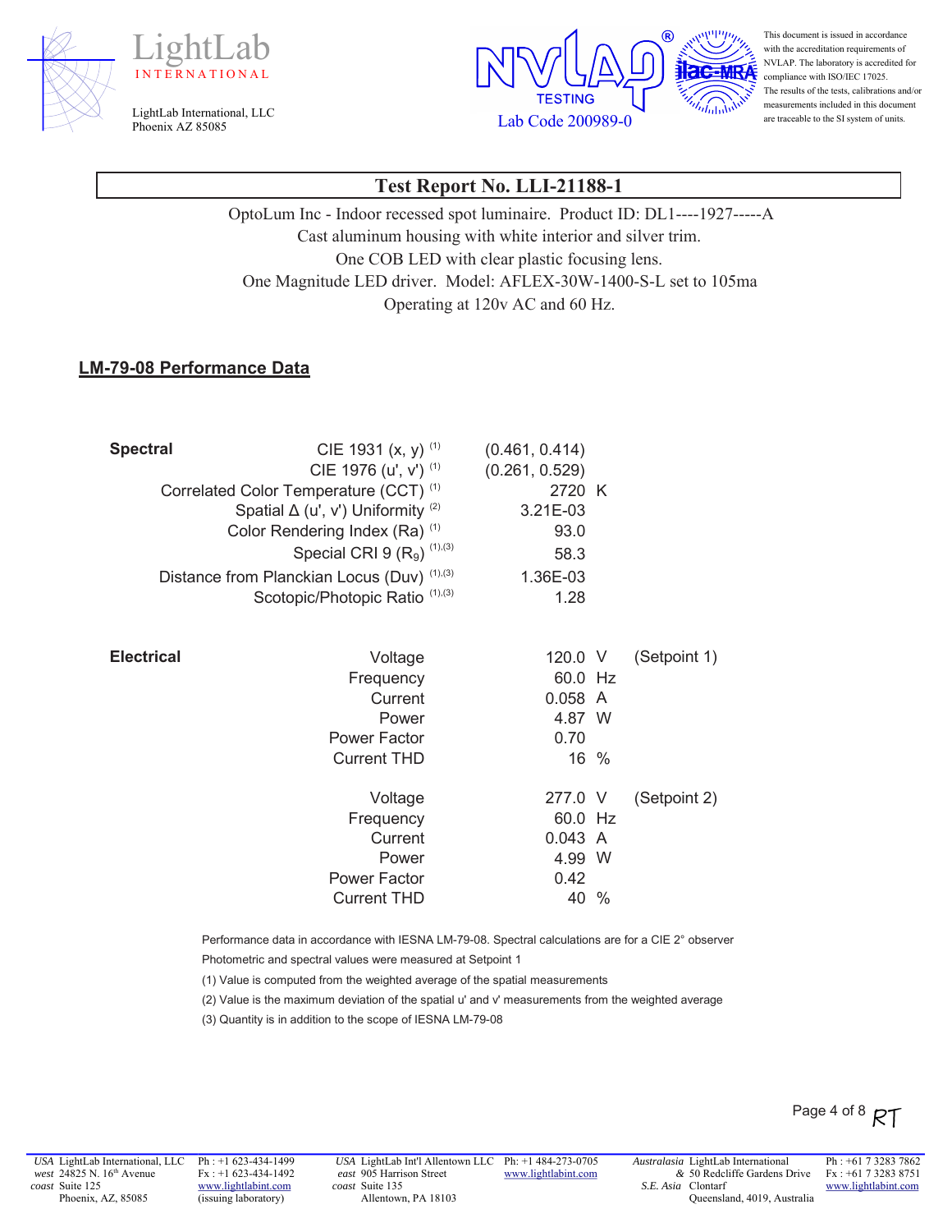## Test Report No. LLI-21188-1

OptoLum Inc - Indoor recessed spot luminaire. Product ID: DL1----1927-----A
Cast aluminum housing with white interior and silver trim.
One COB LED with clear plastic focusing lens.
One Magnitude LED driver. Model: AFLEX-30W-1400-S-L set to 105ma
Operating at 120v AC and 60 Hz.

### LM-79-08 Performance Data

**Spectral**

| Parameter | Value |
|---|---|
| CIE 1931 (x, y) (1) | (0.461, 0.414) |
| CIE 1976 (u', v') (1) | (0.261, 0.529) |
| Correlated Color Temperature (CCT) (1) | 2720 K |
| Spatial Δ (u', v') Uniformity (2) | 3.21E-03 |
| Color Rendering Index (Ra) (1) | 93.0 |
| Special CRI 9 ($R_9$) (1),(3) | 58.3 |
| Distance from Planckian Locus (Duv) (1),(3) | 1.36E-03 |
| Scotopic/Photopic Ratio (1),(3) | 1.28 |

**Electrical**

| Parameter | Value | Unit | Setpoint |
|---|---|---|---|
| Voltage | 120.0 | V | (Setpoint 1) |
| Frequency | 60.0 | Hz | |
| Current | 0.058 | A | |
| Power | 4.87 | W | |
| Power Factor | 0.70 | | |
| Current THD | 16 | % | |
| Voltage | 277.0 | V | (Setpoint 2) |
| Frequency | 60.0 | Hz | |
| Current | 0.043 | A | |
| Power | 4.99 | W | |
| Power Factor | 0.42 | | |
| Current THD | 40 | % | |

Performance data in accordance with IESNA LM-79-08. Spectral calculations are for a CIE 2° observer

Photometric and spectral values were measured at Setpoint 1

(1) Value is computed from the weighted average of the spatial measurements

(2) Value is the maximum deviation of the spatial u' and v' measurements from the weighted average

(3) Quantity is in addition to the scope of IESNA LM-79-08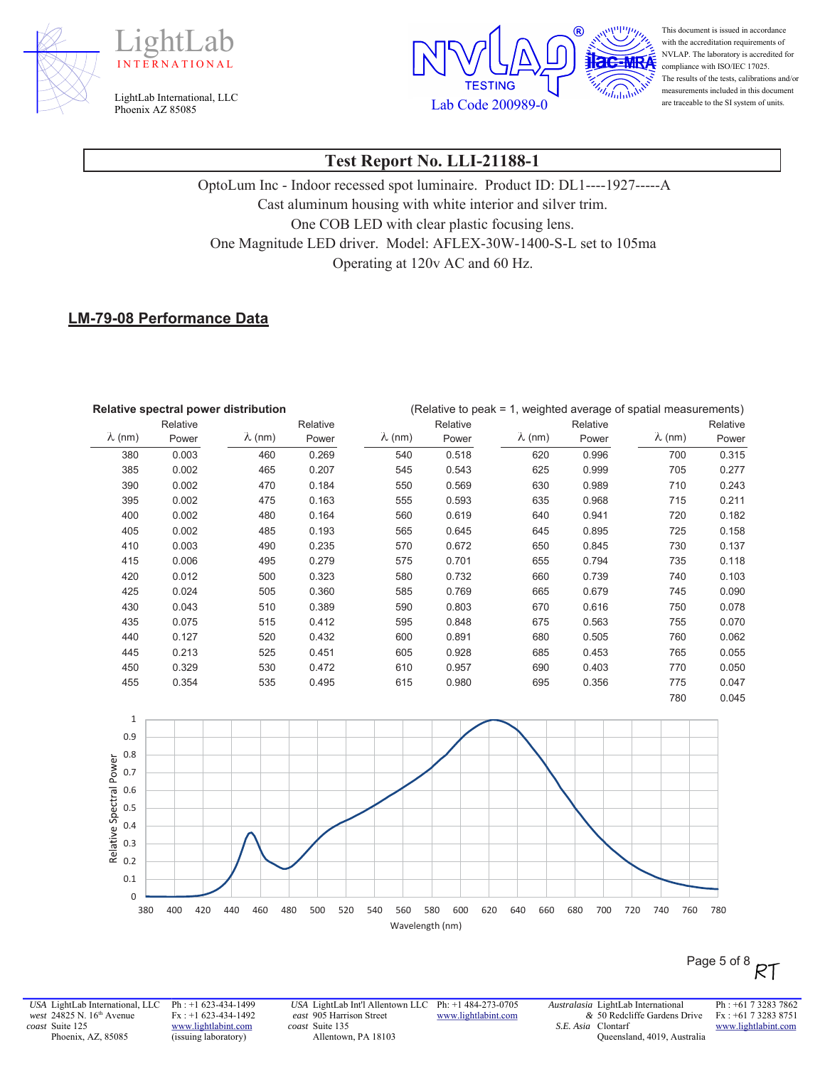LightLab INTERNATIONAL

LightLab International, LLC
Phoenix AZ 85085

NVLAP TESTING Lab Code 200989-0

This document is issued in accordance with the accreditation requirements of NVLAP. The laboratory is accredited for compliance with ISO/IEC 17025. The results of the tests, calibrations and/or measurements included in this document are traceable to the SI system of units.

## Test Report No. LLI-21188-1

OptoLum Inc - Indoor recessed spot luminaire. Product ID: DL1----1927-----A
Cast aluminum housing with white interior and silver trim.
One COB LED with clear plastic focusing lens.
One Magnitude LED driver. Model: AFLEX-30W-1400-S-L set to 105ma
Operating at 120v AC and 60 Hz.

## LM-79-08 Performance Data

**Relative spectral power distribution** (Relative to peak = 1, weighted average of spatial measurements)

| λ (nm) | Relative Power | λ (nm) | Relative Power | λ (nm) | Relative Power | λ (nm) | Relative Power | λ (nm) | Relative Power |
|---|---|---|---|---|---|---|---|---|---|
| 380 | 0.003 | 460 | 0.269 | 540 | 0.518 | 620 | 0.996 | 700 | 0.315 |
| 385 | 0.002 | 465 | 0.207 | 545 | 0.543 | 625 | 0.999 | 705 | 0.277 |
| 390 | 0.002 | 470 | 0.184 | 550 | 0.569 | 630 | 0.989 | 710 | 0.243 |
| 395 | 0.002 | 475 | 0.163 | 555 | 0.593 | 635 | 0.968 | 715 | 0.211 |
| 400 | 0.002 | 480 | 0.164 | 560 | 0.619 | 640 | 0.941 | 720 | 0.182 |
| 405 | 0.002 | 485 | 0.193 | 565 | 0.645 | 645 | 0.895 | 725 | 0.158 |
| 410 | 0.003 | 490 | 0.235 | 570 | 0.672 | 650 | 0.845 | 730 | 0.137 |
| 415 | 0.006 | 495 | 0.279 | 575 | 0.701 | 655 | 0.794 | 735 | 0.118 |
| 420 | 0.012 | 500 | 0.323 | 580 | 0.732 | 660 | 0.739 | 740 | 0.103 |
| 425 | 0.024 | 505 | 0.360 | 585 | 0.769 | 665 | 0.679 | 745 | 0.090 |
| 430 | 0.043 | 510 | 0.389 | 590 | 0.803 | 670 | 0.616 | 750 | 0.078 |
| 435 | 0.075 | 515 | 0.412 | 595 | 0.848 | 675 | 0.563 | 755 | 0.070 |
| 440 | 0.127 | 520 | 0.432 | 600 | 0.891 | 680 | 0.505 | 760 | 0.062 |
| 445 | 0.213 | 525 | 0.451 | 605 | 0.928 | 685 | 0.453 | 765 | 0.055 |
| 450 | 0.329 | 530 | 0.472 | 610 | 0.957 | 690 | 0.403 | 770 | 0.050 |
| 455 | 0.354 | 535 | 0.495 | 615 | 0.980 | 695 | 0.356 | 775 | 0.047 |
| | | | | | | | | 780 | 0.045 |

RT

USA west coast: LightLab International, LLC, 24825 N. 16th Avenue, Suite 125, Phoenix, AZ, 85085 — Ph: +1 623-434-1499, Fx: +1 623-434-1492, www.lightlabint.com (issuing laboratory)

USA east coast: LightLab Int'l Allentown LLC, 905 Harrison Street, Suite 135, Allentown, PA 18103 — Ph: +1 484-273-0705, www.lightlabint.com

Australasia & S.E. Asia: LightLab International, 50 Redcliffe Gardens Drive, Clontarf, Queensland, 4019, Australia — Ph: +61 7 3283 7862, Fx: +61 7 3283 8751, www.lightlabint.com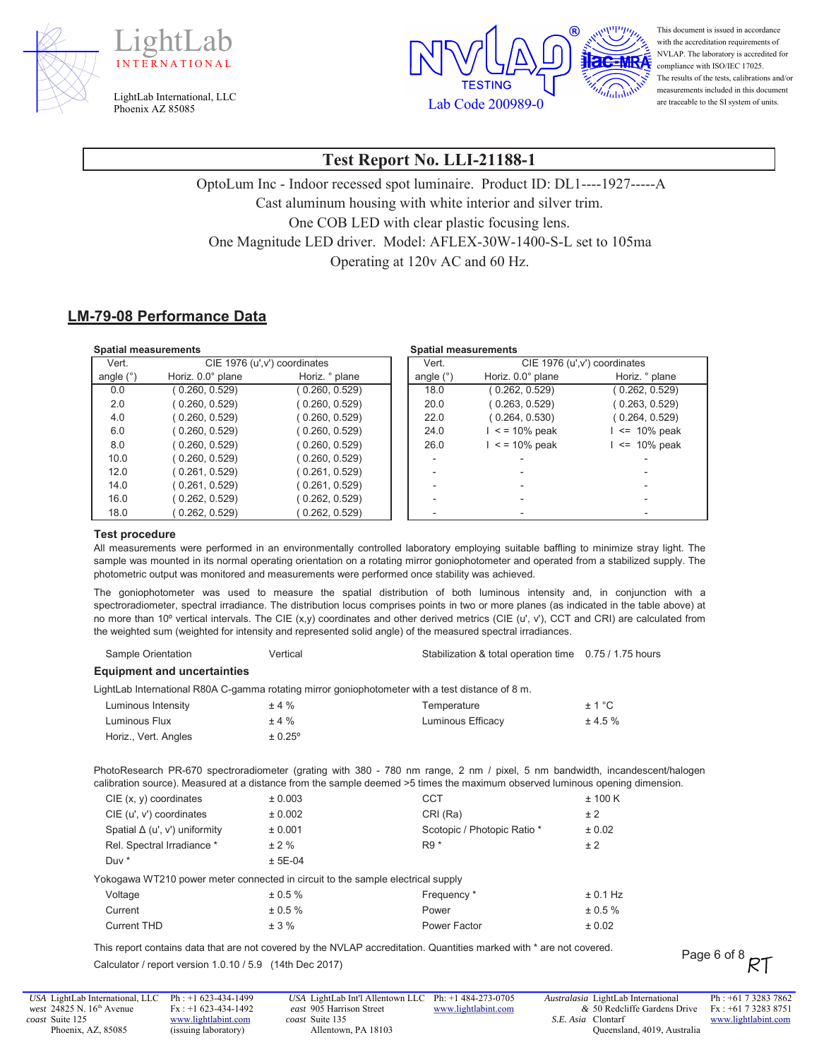# Test Report No. LLI-21188-1

OptoLum Inc - Indoor recessed spot luminaire. Product ID: DL1----1927-----A
Cast aluminum housing with white interior and silver trim.
One COB LED with clear plastic focusing lens.
One Magnitude LED driver. Model: AFLEX-30W-1400-S-L set to 105ma
Operating at 120v AC and 60 Hz.

## LM-79-08 Performance Data

**Spatial measurements**

| Vert. angle (°) | CIE 1976 (u',v') coordinates Horiz. 0.0° plane | Horiz. ° plane |
|---|---|---|
| 0.0 | ( 0.260, 0.529) | ( 0.260, 0.529) |
| 2.0 | ( 0.260, 0.529) | ( 0.260, 0.529) |
| 4.0 | ( 0.260, 0.529) | ( 0.260, 0.529) |
| 6.0 | ( 0.260, 0.529) | ( 0.260, 0.529) |
| 8.0 | ( 0.260, 0.529) | ( 0.260, 0.529) |
| 10.0 | ( 0.260, 0.529) | ( 0.260, 0.529) |
| 12.0 | ( 0.261, 0.529) | ( 0.261, 0.529) |
| 14.0 | ( 0.261, 0.529) | ( 0.261, 0.529) |
| 16.0 | ( 0.262, 0.529) | ( 0.262, 0.529) |
| 18.0 | ( 0.262, 0.529) | ( 0.262, 0.529) |

**Spatial measurements**

| Vert. angle (°) | CIE 1976 (u',v') coordinates Horiz. 0.0° plane | Horiz. ° plane |
|---|---|---|
| 18.0 | ( 0.262, 0.529) | ( 0.262, 0.529) |
| 20.0 | ( 0.263, 0.529) | ( 0.263, 0.529) |
| 22.0 | ( 0.264, 0.530) | ( 0.264, 0.529) |
| 24.0 | I < = 10% peak | I <= 10% peak |
| 26.0 | I < = 10% peak | I <= 10% peak |
| - | - | - |
| - | - | - |
| - | - | - |
| - | - | - |
| - | - | - |

### Test procedure

All measurements were performed in an environmentally controlled laboratory employing suitable baffling to minimize stray light. The sample was mounted in its normal operating orientation on a rotating mirror goniophotometer and operated from a stabilized supply. The photometric output was monitored and measurements were performed once stability was achieved.

The goniophotometer was used to measure the spatial distribution of both luminous intensity and, in conjunction with a spectroradiometer, spectral irradiance. The distribution locus comprises points in two or more planes (as indicated in the table above) at no more than 10º vertical intervals. The CIE (x,y) coordinates and other derived metrics (CIE (u', v'), CCT and CRI) are calculated from the weighted sum (weighted for intensity and represented solid angle) of the measured spectral irradiances.

| | | | |
|---|---|---|---|
| Sample Orientation | Vertical | Stabilization & total operation time | 0.75 / 1.75 hours |

### Equipment and uncertainties

LightLab International R80A C-gamma rotating mirror goniophotometer with a test distance of 8 m.

| | | | |
|---|---|---|---|
| Luminous Intensity | ± 4 % | Temperature | ± 1 °C |
| Luminous Flux | ± 4 % | Luminous Efficacy | ± 4.5 % |
| Horiz., Vert. Angles | ± 0.25º | | |

PhotoResearch PR-670 spectroradiometer (grating with 380 - 780 nm range, 2 nm / pixel, 5 nm bandwidth, incandescent/halogen calibration source). Measured at a distance from the sample deemed >5 times the maximum observed luminous opening dimension.

| | | | |
|---|---|---|---|
| CIE (x, y) coordinates | ± 0.003 | CCT | ± 100 K |
| CIE (u', v') coordinates | ± 0.002 | CRI (Ra) | ± 2 |
| Spatial Δ (u', v') uniformity | ± 0.001 | Scotopic / Photopic Ratio * | ± 0.02 |
| Rel. Spectral Irradiance * | ± 2 % | R9 * | ± 2 |
| Duv * | ± 5E-04 | | |

Yokogawa WT210 power meter connected in circuit to the sample electrical supply

| | | | |
|---|---|---|---|
| Voltage | ± 0.5 % | Frequency * | ± 0.1 Hz |
| Current | ± 0.5 % | Power | ± 0.5 % |
| Current THD | ± 3 % | Power Factor | ± 0.02 |

This report contains data that are not covered by the NVLAP accreditation. Quantities marked with * are not covered.

Calculator / report version 1.0.10 / 5.9 (14th Dec 2017)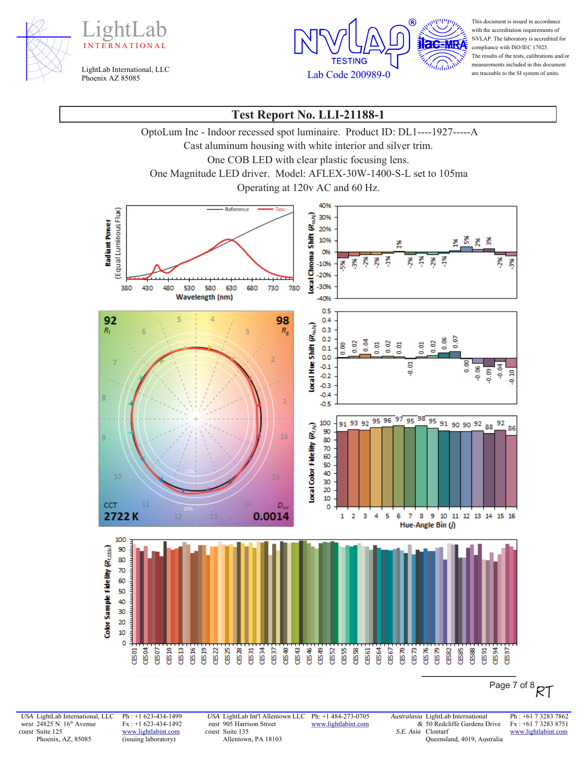LightLab INTERNATIONAL

LightLab International, LLC
Phoenix AZ 85085

NVLAP® TESTING
Lab Code 200989-0

This document is issued in accordance with the accreditation requirements of NVLAP. The laboratory is accredited for compliance with ISO/IEC 17025. The results of the tests, calibrations and/or measurements included in this document are traceable to the SI system of units.

# Test Report No. LLI-21188-1

OptoLum Inc - Indoor recessed spot luminaire. Product ID: DL1----1927-----A
Cast aluminum housing with white interior and silver trim.
One COB LED with clear plastic focusing lens.
One Magnitude LED driver. Model: AFLEX-30W-1400-S-L set to 105ma
Operating at 120v AC and 60 Hz.

$R_f$ 92

$R_g$ 98

CCT 2722 K

$D_{uv}$ 0.0014

| Hue-Angle Bin (j) | 1 | 2 | 3 | 4 | 5 | 6 | 7 | 8 | 9 | 10 | 11 | 12 | 13 | 14 | 15 | 16 |
|---|---|---|---|---|---|---|---|---|---|---|---|---|---|---|---|---|
| Local Chroma Shift ($R_{cs,hj}$) | -5% | -3% | -2% | -2% | -1% | 1% | -2% | -1% | -2% | -1% | 1% | 5% | 2% | 3% | -2% | -3% |
| Local Hue Shift ($R_{hs,hj}$) | 0.00 | 0.02 | 0.04 | 0.01 | 0.02 | 0.01 | -0.01 | 0.01 | 0.02 | 0.06 | 0.07 | 0.00 | -0.06 | -0.09 | -0.04 | -0.10 |
| Local Color Fidelity ($R_{f,hj}$) | 91 | 93 | 92 | 95 | 96 | 97 | 95 | 98 | 95 | 91 | 90 | 90 | 92 | 88 | 92 | 86 |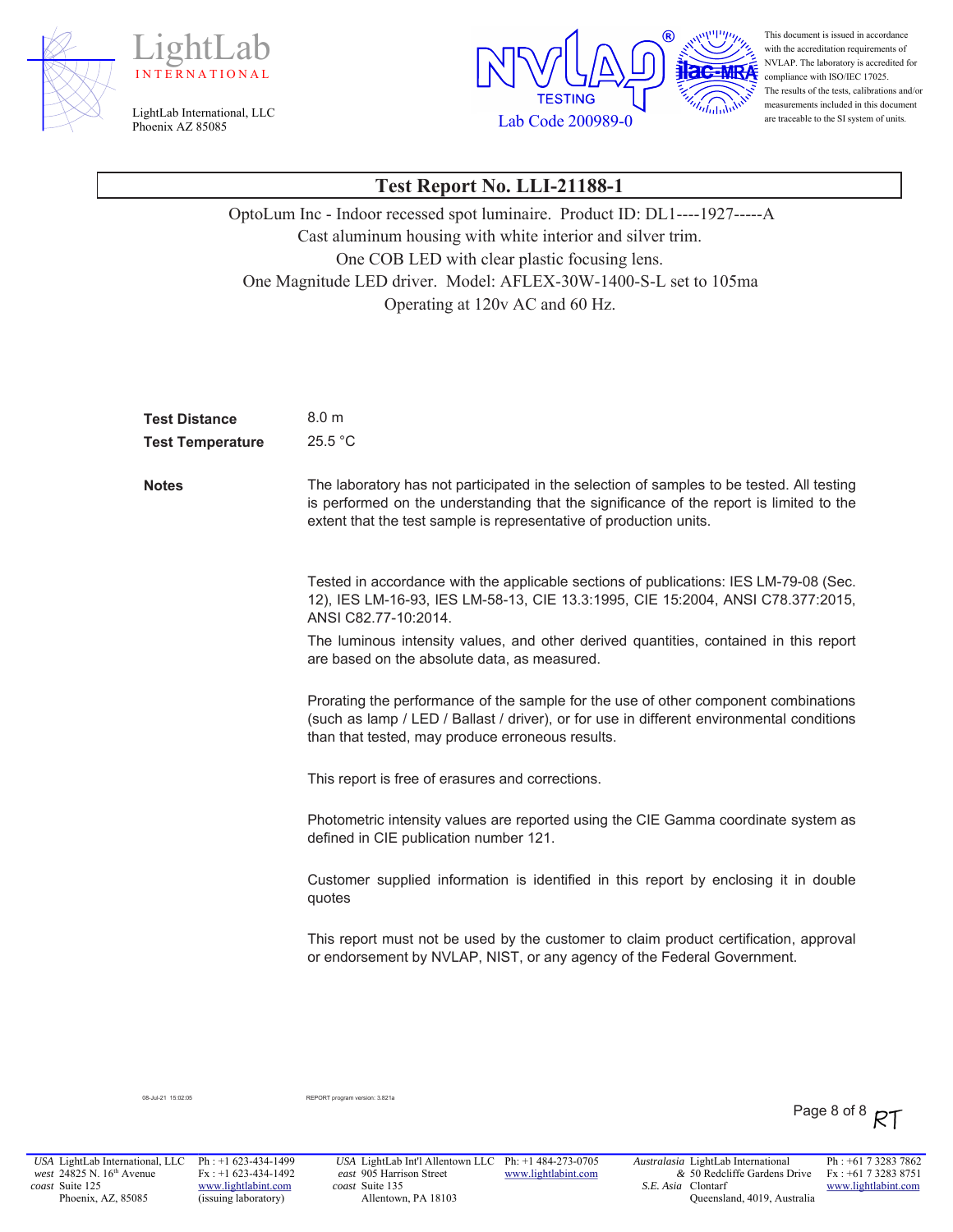## Test Report No. LLI-21188-1

OptoLum Inc - Indoor recessed spot luminaire. Product ID: DL1----1927-----A
Cast aluminum housing with white interior and silver trim.
One COB LED with clear plastic focusing lens.
One Magnitude LED driver. Model: AFLEX-30W-1400-S-L set to 105ma
Operating at 120v AC and 60 Hz.

**Test Distance** 8.0 m

**Test Temperature** 25.5 °C

**Notes**

The laboratory has not participated in the selection of samples to be tested. All testing is performed on the understanding that the significance of the report is limited to the extent that the test sample is representative of production units.

Tested in accordance with the applicable sections of publications: IES LM-79-08 (Sec. 12), IES LM-16-93, IES LM-58-13, CIE 13.3:1995, CIE 15:2004, ANSI C78.377:2015, ANSI C82.77-10:2014.

The luminous intensity values, and other derived quantities, contained in this report are based on the absolute data, as measured.

Prorating the performance of the sample for the use of other component combinations (such as lamp / LED / Ballast / driver), or for use in different environmental conditions than that tested, may produce erroneous results.

This report is free of erasures and corrections.

Photometric intensity values are reported using the CIE Gamma coordinate system as defined in CIE publication number 121.

Customer supplied information is identified in this report by enclosing it in double quotes

This report must not be used by the customer to claim product certification, approval or endorsement by NVLAP, NIST, or any agency of the Federal Government.

08-Jul-21 15:02:05 REPORT program version: 3.821a

RT